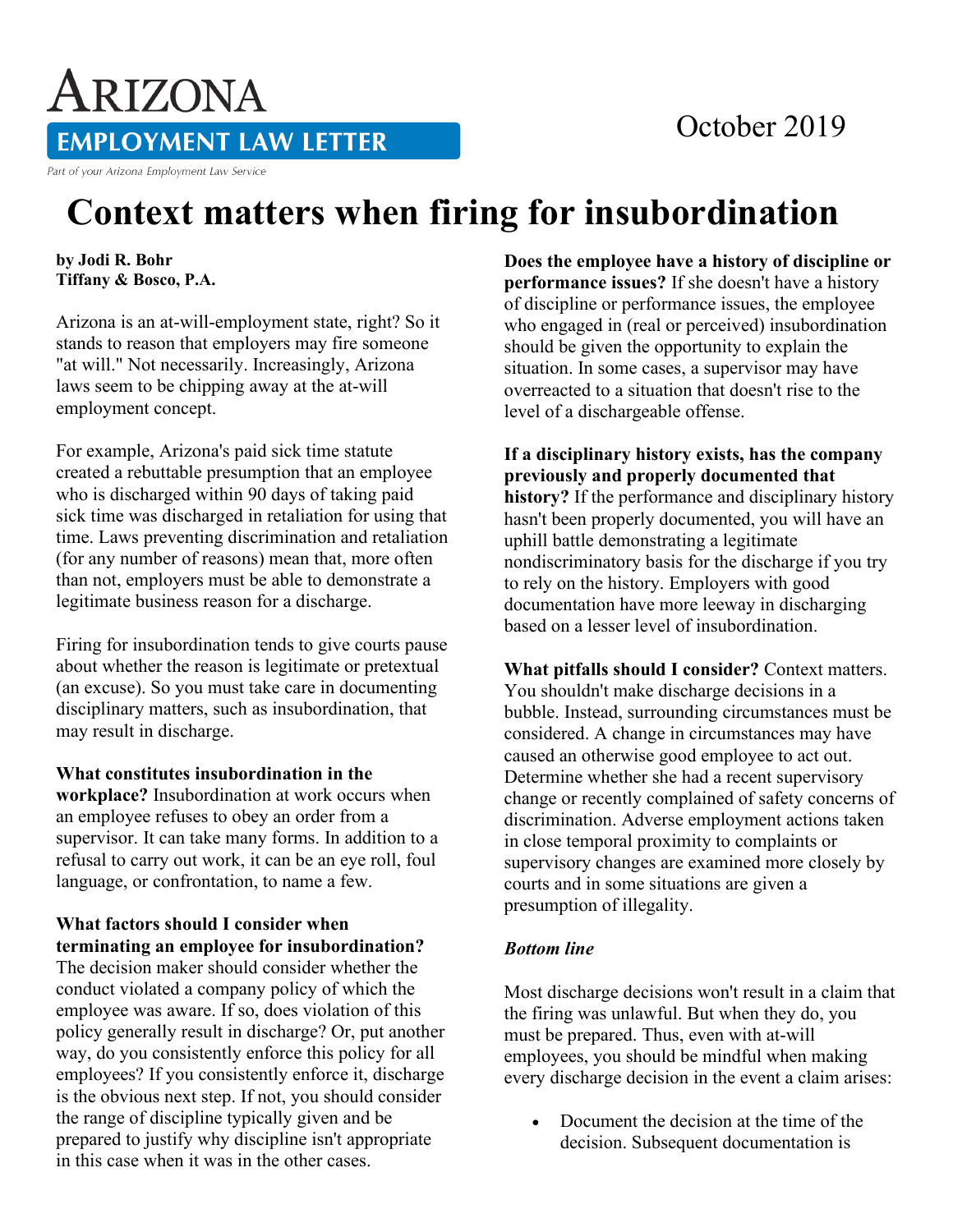# Arizona Employment Law Letter

*Part of your Arizona Employment Law Service*

October 2019

# Context matters when firing for insubordination

**by Jodi R. Bohr**
**Tiffany & Bosco, P.A.**

Arizona is an at-will-employment state, right? So it stands to reason that employers may fire someone "at will." Not necessarily. Increasingly, Arizona laws seem to be chipping away at the at-will employment concept.

For example, Arizona's paid sick time statute created a rebuttable presumption that an employee who is discharged within 90 days of taking paid sick time was discharged in retaliation for using that time. Laws preventing discrimination and retaliation (for any number of reasons) mean that, more often than not, employers must be able to demonstrate a legitimate business reason for a discharge.

Firing for insubordination tends to give courts pause about whether the reason is legitimate or pretextual (an excuse). So you must take care in documenting disciplinary matters, such as insubordination, that may result in discharge.

**What constitutes insubordination in the workplace?** Insubordination at work occurs when an employee refuses to obey an order from a supervisor. It can take many forms. In addition to a refusal to carry out work, it can be an eye roll, foul language, or confrontation, to name a few.

**What factors should I consider when terminating an employee for insubordination?** The decision maker should consider whether the conduct violated a company policy of which the employee was aware. If so, does violation of this policy generally result in discharge? Or, put another way, do you consistently enforce this policy for all employees? If you consistently enforce it, discharge is the obvious next step. If not, you should consider the range of discipline typically given and be prepared to justify why discipline isn't appropriate in this case when it was in the other cases.

**Does the employee have a history of discipline or performance issues?** If she doesn't have a history of discipline or performance issues, the employee who engaged in (real or perceived) insubordination should be given the opportunity to explain the situation. In some cases, a supervisor may have overreacted to a situation that doesn't rise to the level of a dischargeable offense.

**If a disciplinary history exists, has the company previously and properly documented that history?** If the performance and disciplinary history hasn't been properly documented, you will have an uphill battle demonstrating a legitimate nondiscriminatory basis for the discharge if you try to rely on the history. Employers with good documentation have more leeway in discharging based on a lesser level of insubordination.

**What pitfalls should I consider?** Context matters. You shouldn't make discharge decisions in a bubble. Instead, surrounding circumstances must be considered. A change in circumstances may have caused an otherwise good employee to act out. Determine whether she had a recent supervisory change or recently complained of safety concerns of discrimination. Adverse employment actions taken in close temporal proximity to complaints or supervisory changes are examined more closely by courts and in some situations are given a presumption of illegality.

***Bottom line***

Most discharge decisions won't result in a claim that the firing was unlawful. But when they do, you must be prepared. Thus, even with at-will employees, you should be mindful when making every discharge decision in the event a claim arises:

- Document the decision at the time of the decision. Subsequent documentation is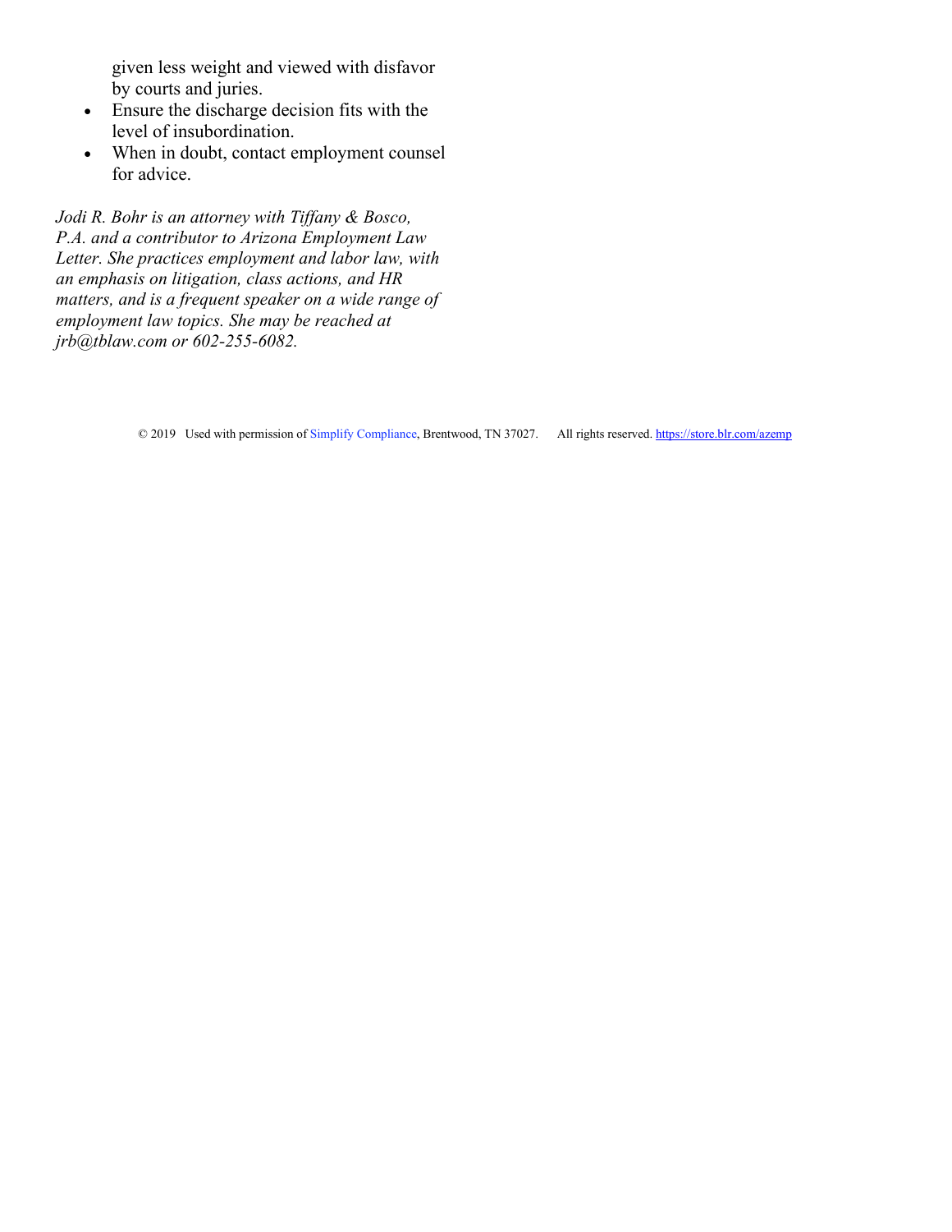given less weight and viewed with disfavor by courts and juries.

- Ensure the discharge decision fits with the level of insubordination.
- When in doubt, contact employment counsel for advice.

*Jodi R. Bohr is an attorney with Tiffany & Bosco, P.A. and a contributor to Arizona Employment Law Letter. She practices employment and labor law, with an emphasis on litigation, class actions, and HR matters, and is a frequent speaker on a wide range of employment law topics. She may be reached at jrb@tblaw.com or 602-255-6082.*

© 2019 Used with permission of Simplify Compliance, Brentwood, TN 37027. All rights reserved. https://store.blr.com/azemp